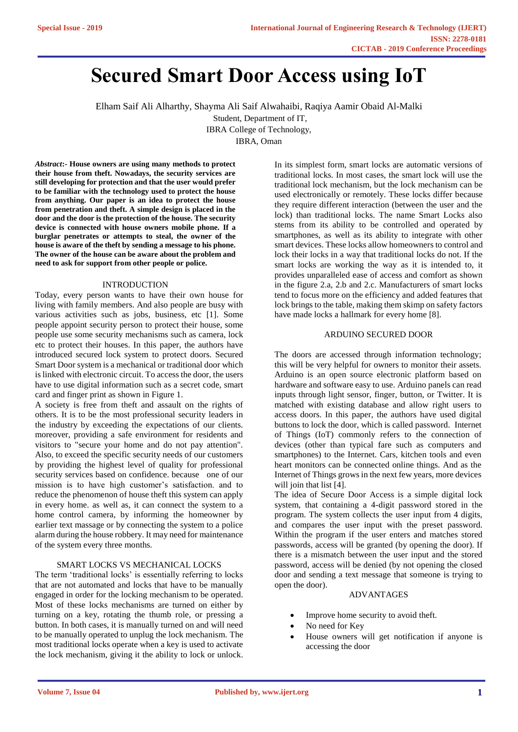# Secured Smart Door Access using IoT

Elham Saif Ali Alharthy, Shayma Ali Saif Alwahaibi, Raqiya Aamir Obaid Al-Malki
Student, Department of IT,
IBRA College of Technology,
IBRA, Oman

***Abstract*:- House owners are using many methods to protect their house from theft. Nowadays, the security services are still developing for protection and that the user would prefer to be familiar with the technology used to protect the house from anything. Our paper is an idea to protect the house from penetration and theft. A simple design is placed in the door and the door is the protection of the house. The security device is connected with house owners mobile phone. If a burglar penetrates or attempts to steal, the owner of the house is aware of the theft by sending a message to his phone. The owner of the house can be aware about the problem and need to ask for support from other people or police.**

## INTRODUCTION

Today, every person wants to have their own house for living with family members. And also people are busy with various activities such as jobs, business, etc [1]. Some people appoint security person to protect their house, some people use some security mechanisms such as camera, lock etc to protect their houses. In this paper, the authors have introduced secured lock system to protect doors. Secured Smart Door system is a mechanical or traditional door which is linked with electronic circuit. To access the door, the users have to use digital information such as a secret code, smart card and finger print as shown in Figure 1.

A society is free from theft and assault on the rights of others. It is to be the most professional security leaders in the industry by exceeding the expectations of our clients. moreover, providing a safe environment for residents and visitors to "secure your home and do not pay attention". Also, to exceed the specific security needs of our customers by providing the highest level of quality for professional security services based on confidence. because one of our mission is to have high customer's satisfaction. and to reduce the phenomenon of house theft this system can apply in every home. as well as, it can connect the system to a home control camera, by informing the homeowner by earlier text massage or by connecting the system to a police alarm during the house robbery. It may need for maintenance of the system every three months.

## SMART LOCKS VS MECHANICAL LOCKS

The term 'traditional locks' is essentially referring to locks that are not automated and locks that have to be manually engaged in order for the locking mechanism to be operated. Most of these locks mechanisms are turned on either by turning on a key, rotating the thumb role, or pressing a button. In both cases, it is manually turned on and will need to be manually operated to unplug the lock mechanism. The most traditional locks operate when a key is used to activate the lock mechanism, giving it the ability to lock or unlock.

In its simplest form, smart locks are automatic versions of traditional locks. In most cases, the smart lock will use the traditional lock mechanism, but the lock mechanism can be used electronically or remotely. These locks differ because they require different interaction (between the user and the lock) than traditional locks. The name Smart Locks also stems from its ability to be controlled and operated by smartphones, as well as its ability to integrate with other smart devices. These locks allow homeowners to control and lock their locks in a way that traditional locks do not. If the smart locks are working the way as it is intended to, it provides unparalleled ease of access and comfort as shown in the figure 2.a, 2.b and 2.c. Manufacturers of smart locks tend to focus more on the efficiency and added features that lock brings to the table, making them skimp on safety factors have made locks a hallmark for every home [8].

## ARDUINO SECURED DOOR

The doors are accessed through information technology; this will be very helpful for owners to monitor their assets. Arduino is an open source electronic platform based on hardware and software easy to use. Arduino panels can read inputs through light sensor, finger, button, or Twitter. It is matched with existing database and allow right users to access doors. In this paper, the authors have used digital buttons to lock the door, which is called password. Internet of Things (IoT) commonly refers to the connection of devices (other than typical fare such as computers and smartphones) to the Internet. Cars, kitchen tools and even heart monitors can be connected online things. And as the Internet of Things grows in the next few years, more devices will join that list [4].

The idea of Secure Door Access is a simple digital lock system, that containing a 4-digit password stored in the program. The system collects the user input from 4 digits, and compares the user input with the preset password. Within the program if the user enters and matches stored passwords, access will be granted (by opening the door). If there is a mismatch between the user input and the stored password, access will be denied (by not opening the closed door and sending a text message that someone is trying to open the door).

## ADVANTAGES

- Improve home security to avoid theft.
- No need for Key
- House owners will get notification if anyone is accessing the door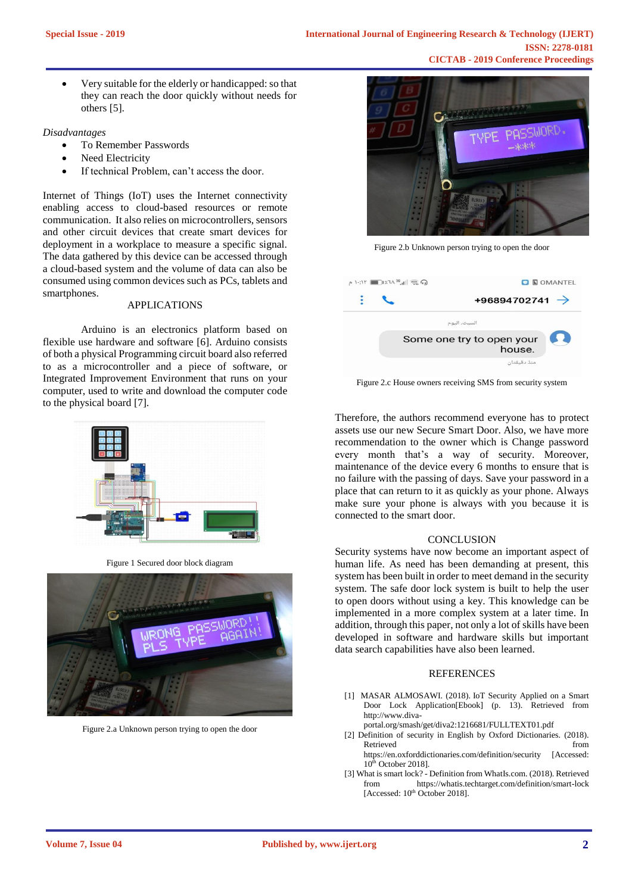- Very suitable for the elderly or handicapped: so that they can reach the door quickly without needs for others [5].

*Disadvantages*

- To Remember Passwords
- Need Electricity
- If technical Problem, can't access the door.

Internet of Things (IoT) uses the Internet connectivity enabling access to cloud-based resources or remote communication. It also relies on microcontrollers, sensors and other circuit devices that create smart devices for deployment in a workplace to measure a specific signal. The data gathered by this device can be accessed through a cloud-based system and the volume of data can also be consumed using common devices such as PCs, tablets and smartphones.

## APPLICATIONS

Arduino is an electronics platform based on flexible use hardware and software [6]. Arduino consists of both a physical Programming circuit board also referred to as a microcontroller and a piece of software, or Integrated Improvement Environment that runs on your computer, used to write and download the computer code to the physical board [7].

Figure 1 Secured door block diagram

Figure 2.a Unknown person trying to open the door

Figure 2.b Unknown person trying to open the door

Figure 2.c House owners receiving SMS from security system

Therefore, the authors recommend everyone has to protect assets use our new Secure Smart Door. Also, we have more recommendation to the owner which is Change password every month that's a way of security. Moreover, maintenance of the device every 6 months to ensure that is no failure with the passing of days. Save your password in a place that can return to it as quickly as your phone. Always make sure your phone is always with you because it is connected to the smart door.

## CONCLUSION

Security systems have now become an important aspect of human life. As need has been demanding at present, this system has been built in order to meet demand in the security system. The safe door lock system is built to help the user to open doors without using a key. This knowledge can be implemented in a more complex system at a later time. In addition, through this paper, not only a lot of skills have been developed in software and hardware skills but important data search capabilities have also been learned.

## REFERENCES

[1] MASAR ALMOSAWI. (2018). IoT Security Applied on a Smart Door Lock Application[Ebook] (p. 13). Retrieved from http://www.diva-portal.org/smash/get/diva2:1216681/FULLTEXT01.pdf

[2] Definition of security in English by Oxford Dictionaries. (2018). Retrieved from https://en.oxforddictionaries.com/definition/security [Accessed: 10th October 2018].

[3] What is smart lock? - Definition from WhatIs.com. (2018). Retrieved from https://whatis.techtarget.com/definition/smart-lock [Accessed: 10th October 2018].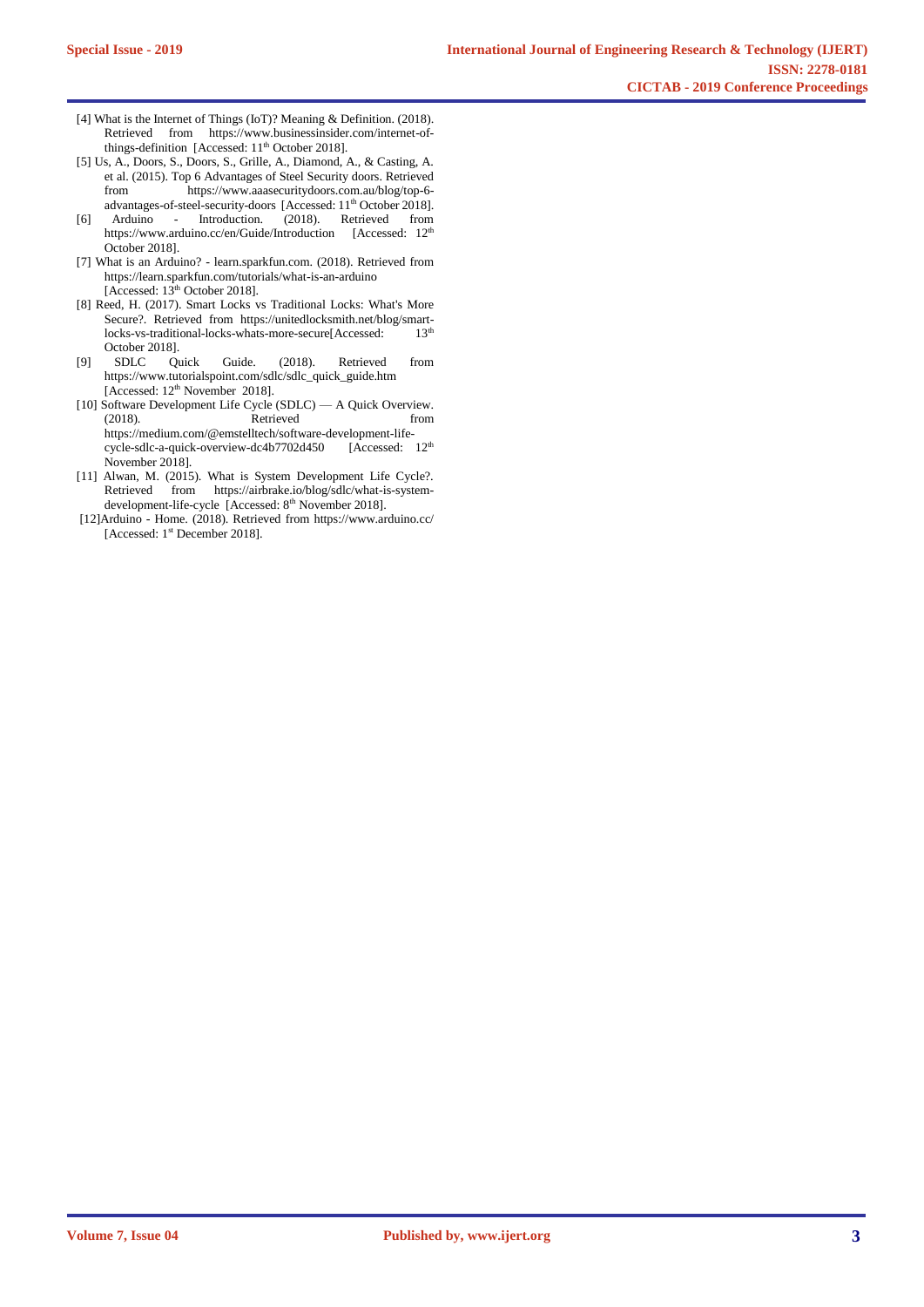[4] What is the Internet of Things (IoT)? Meaning & Definition. (2018). Retrieved from https://www.businessinsider.com/internet-of-things-definition [Accessed: 11th October 2018].

[5] Us, A., Doors, S., Doors, S., Grille, A., Diamond, A., & Casting, A. et al. (2015). Top 6 Advantages of Steel Security doors. Retrieved from https://www.aaasecuritydoors.com.au/blog/top-6-advantages-of-steel-security-doors [Accessed: 11th October 2018].

[6] Arduino - Introduction. (2018). Retrieved from https://www.arduino.cc/en/Guide/Introduction [Accessed: 12th October 2018].

[7] What is an Arduino? - learn.sparkfun.com. (2018). Retrieved from https://learn.sparkfun.com/tutorials/what-is-an-arduino [Accessed: 13th October 2018].

[8] Reed, H. (2017). Smart Locks vs Traditional Locks: What's More Secure?. Retrieved from https://unitedlocksmith.net/blog/smart-locks-vs-traditional-locks-whats-more-secure[Accessed: 13th October 2018].

[9] SDLC Quick Guide. (2018). Retrieved from https://www.tutorialspoint.com/sdlc/sdlc_quick_guide.htm [Accessed: 12th November 2018].

[10] Software Development Life Cycle (SDLC) — A Quick Overview. (2018). Retrieved from https://medium.com/@emstelltech/software-development-life-cycle-sdlc-a-quick-overview-dc4b7702d450 [Accessed: 12th November 2018].

[11] Alwan, M. (2015). What is System Development Life Cycle?. Retrieved from https://airbrake.io/blog/sdlc/what-is-system-development-life-cycle [Accessed: 8th November 2018].

[12]Arduino - Home. (2018). Retrieved from https://www.arduino.cc/ [Accessed: 1st December 2018].